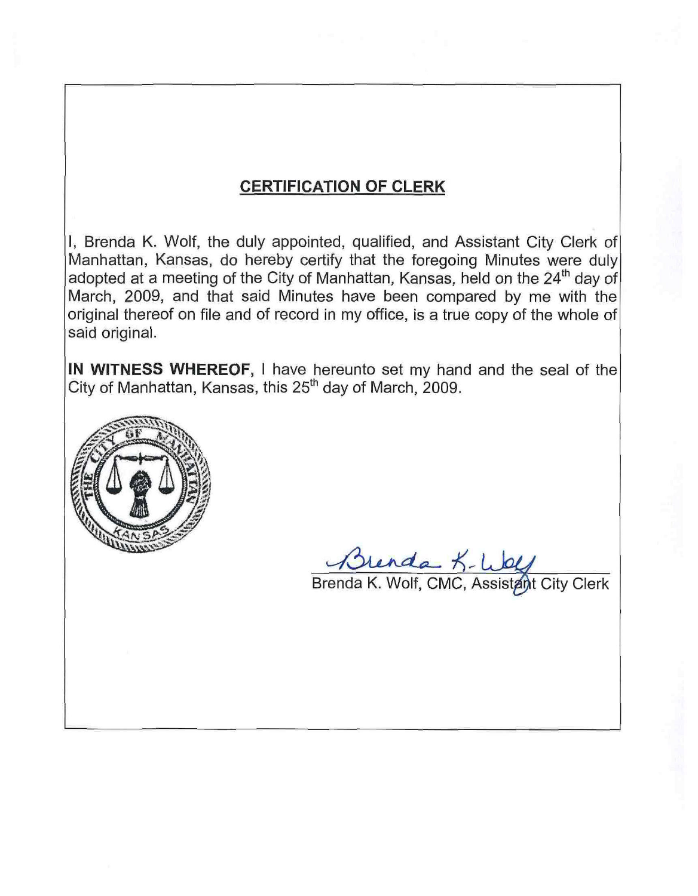## CERTIFICATION OF CLERK

I, Brenda K. Wolf, the duly appointed, qualified, and Assistant City Clerk of Manhattan, Kansas, do hereby certify that the foregoing Minutes were duly adopted at a meeting of the City of Manhattan, Kansas, held on the 24th day of March, 2009, and that said Minutes have been compared by me with the original thereof on file and of record in my office, is a true copy of the whole of said original.

**IN WITNESS WHEREOF,** I have hereunto set my hand and the seal of the City of Manhattan, Kansas, this 25th day of March, 2009.

Brenda K. Wolf

Brenda K. Wolf, CMC, Assistant City Clerk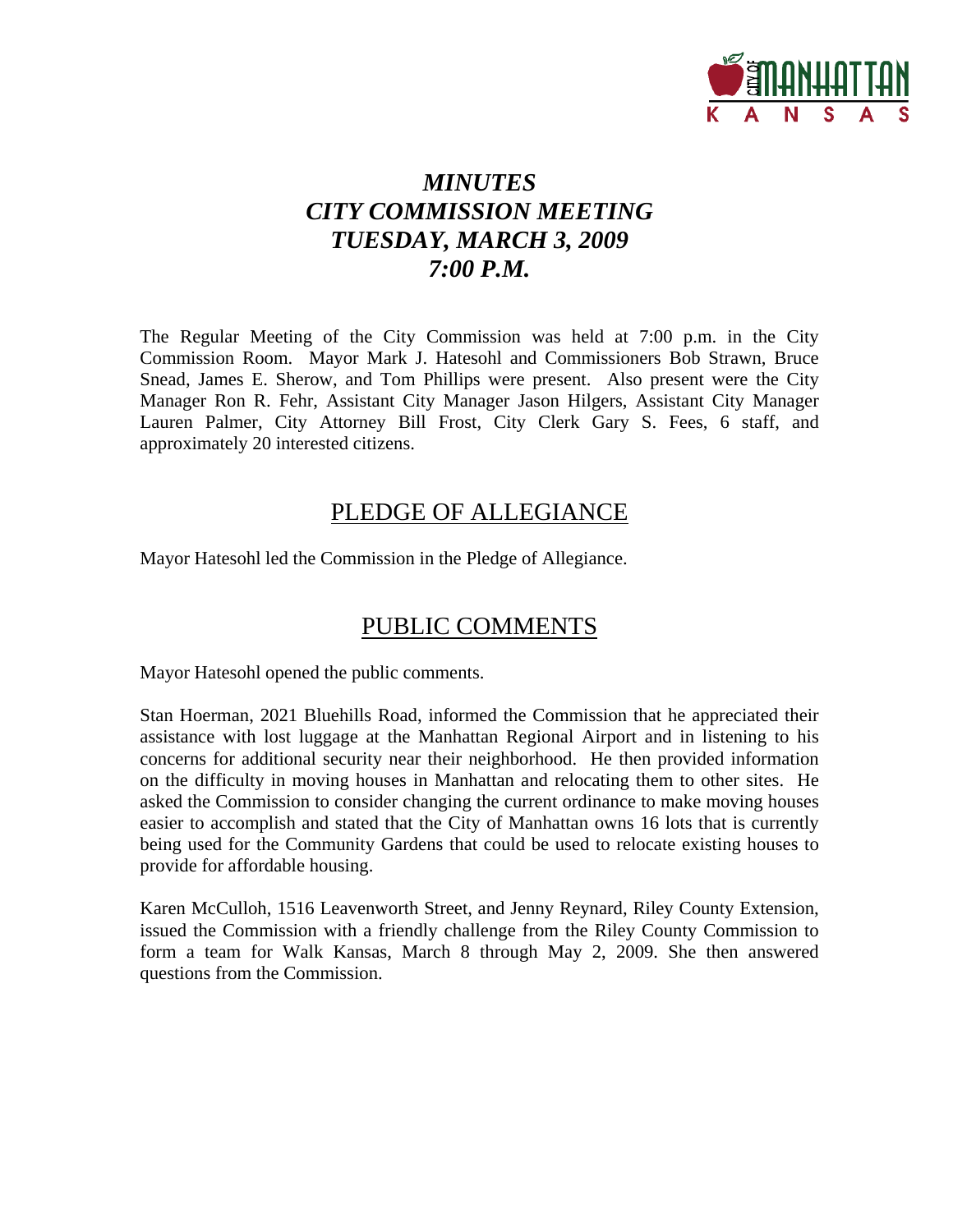# *MINUTES*
# *CITY COMMISSION MEETING*
# *TUESDAY, MARCH 3, 2009*
# *7:00 P.M.*

The Regular Meeting of the City Commission was held at 7:00 p.m. in the City Commission Room. Mayor Mark J. Hatesohl and Commissioners Bob Strawn, Bruce Snead, James E. Sherow, and Tom Phillips were present. Also present were the City Manager Ron R. Fehr, Assistant City Manager Jason Hilgers, Assistant City Manager Lauren Palmer, City Attorney Bill Frost, City Clerk Gary S. Fees, 6 staff, and approximately 20 interested citizens.

## PLEDGE OF ALLEGIANCE

Mayor Hatesohl led the Commission in the Pledge of Allegiance.

## PUBLIC COMMENTS

Mayor Hatesohl opened the public comments.

Stan Hoerman, 2021 Bluehills Road, informed the Commission that he appreciated their assistance with lost luggage at the Manhattan Regional Airport and in listening to his concerns for additional security near their neighborhood. He then provided information on the difficulty in moving houses in Manhattan and relocating them to other sites. He asked the Commission to consider changing the current ordinance to make moving houses easier to accomplish and stated that the City of Manhattan owns 16 lots that is currently being used for the Community Gardens that could be used to relocate existing houses to provide for affordable housing.

Karen McCulloh, 1516 Leavenworth Street, and Jenny Reynard, Riley County Extension, issued the Commission with a friendly challenge from the Riley County Commission to form a team for Walk Kansas, March 8 through May 2, 2009. She then answered questions from the Commission.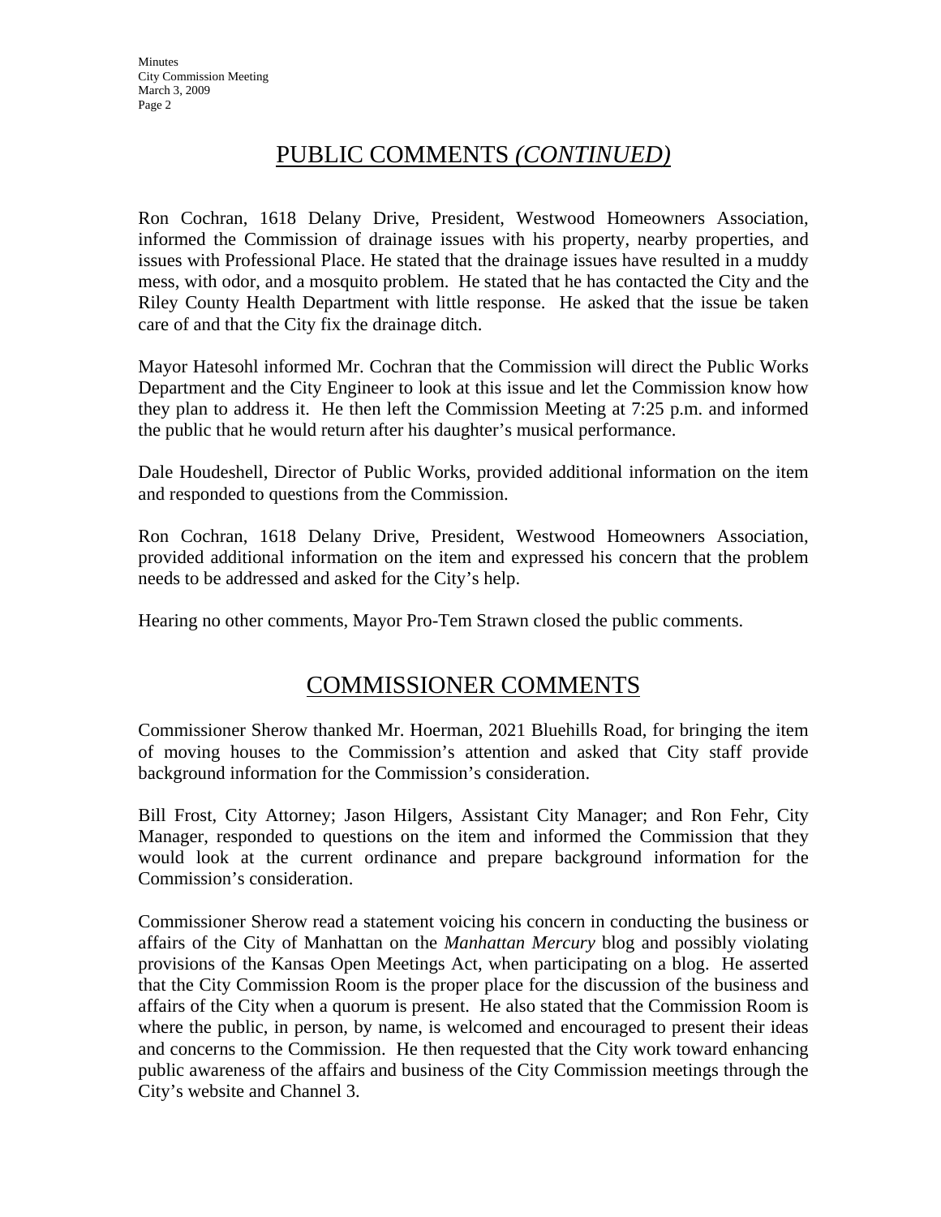## PUBLIC COMMENTS *(CONTINUED)*

Ron Cochran, 1618 Delany Drive, President, Westwood Homeowners Association, informed the Commission of drainage issues with his property, nearby properties, and issues with Professional Place. He stated that the drainage issues have resulted in a muddy mess, with odor, and a mosquito problem. He stated that he has contacted the City and the Riley County Health Department with little response. He asked that the issue be taken care of and that the City fix the drainage ditch.

Mayor Hatesohl informed Mr. Cochran that the Commission will direct the Public Works Department and the City Engineer to look at this issue and let the Commission know how they plan to address it. He then left the Commission Meeting at 7:25 p.m. and informed the public that he would return after his daughter's musical performance.

Dale Houdeshell, Director of Public Works, provided additional information on the item and responded to questions from the Commission.

Ron Cochran, 1618 Delany Drive, President, Westwood Homeowners Association, provided additional information on the item and expressed his concern that the problem needs to be addressed and asked for the City's help.

Hearing no other comments, Mayor Pro-Tem Strawn closed the public comments.

## COMMISSIONER COMMENTS

Commissioner Sherow thanked Mr. Hoerman, 2021 Bluehills Road, for bringing the item of moving houses to the Commission's attention and asked that City staff provide background information for the Commission's consideration.

Bill Frost, City Attorney; Jason Hilgers, Assistant City Manager; and Ron Fehr, City Manager, responded to questions on the item and informed the Commission that they would look at the current ordinance and prepare background information for the Commission's consideration.

Commissioner Sherow read a statement voicing his concern in conducting the business or affairs of the City of Manhattan on the *Manhattan Mercury* blog and possibly violating provisions of the Kansas Open Meetings Act, when participating on a blog. He asserted that the City Commission Room is the proper place for the discussion of the business and affairs of the City when a quorum is present. He also stated that the Commission Room is where the public, in person, by name, is welcomed and encouraged to present their ideas and concerns to the Commission. He then requested that the City work toward enhancing public awareness of the affairs and business of the City Commission meetings through the City's website and Channel 3.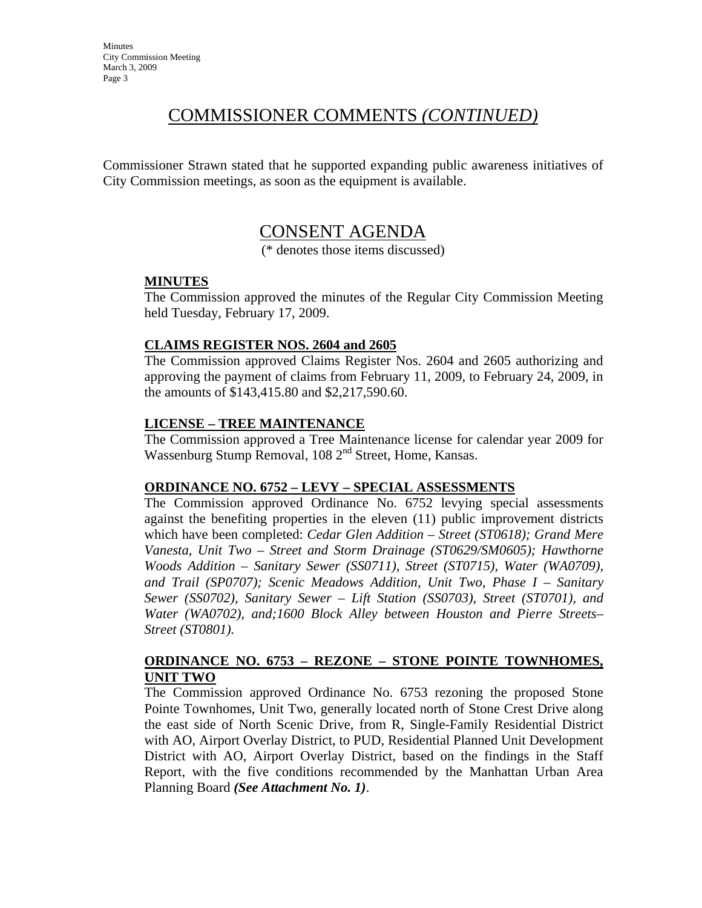## COMMISSIONER COMMENTS *(CONTINUED)*

Commissioner Strawn stated that he supported expanding public awareness initiatives of City Commission meetings, as soon as the equipment is available.

## CONSENT AGENDA

(* denotes those items discussed)

**MINUTES**

The Commission approved the minutes of the Regular City Commission Meeting held Tuesday, February 17, 2009.

**CLAIMS REGISTER NOS. 2604 and 2605**

The Commission approved Claims Register Nos. 2604 and 2605 authorizing and approving the payment of claims from February 11, 2009, to February 24, 2009, in the amounts of $143,415.80 and $2,217,590.60.

**LICENSE – TREE MAINTENANCE**

The Commission approved a Tree Maintenance license for calendar year 2009 for Wassenburg Stump Removal, 108 2nd Street, Home, Kansas.

**ORDINANCE NO. 6752 – LEVY – SPECIAL ASSESSMENTS**

The Commission approved Ordinance No. 6752 levying special assessments against the benefiting properties in the eleven (11) public improvement districts which have been completed: *Cedar Glen Addition – Street (ST0618); Grand Mere Vanesta, Unit Two – Street and Storm Drainage (ST0629/SM0605); Hawthorne Woods Addition – Sanitary Sewer (SS0711), Street (ST0715), Water (WA0709), and Trail (SP0707); Scenic Meadows Addition, Unit Two, Phase I – Sanitary Sewer (SS0702), Sanitary Sewer – Lift Station (SS0703), Street (ST0701), and Water (WA0702), and;1600 Block Alley between Houston and Pierre Streets– Street (ST0801).*

**ORDINANCE NO. 6753 – REZONE – STONE POINTE TOWNHOMES, UNIT TWO**

The Commission approved Ordinance No. 6753 rezoning the proposed Stone Pointe Townhomes, Unit Two, generally located north of Stone Crest Drive along the east side of North Scenic Drive, from R, Single-Family Residential District with AO, Airport Overlay District, to PUD, Residential Planned Unit Development District with AO, Airport Overlay District, based on the findings in the Staff Report, with the five conditions recommended by the Manhattan Urban Area Planning Board ***(See Attachment No. 1)***.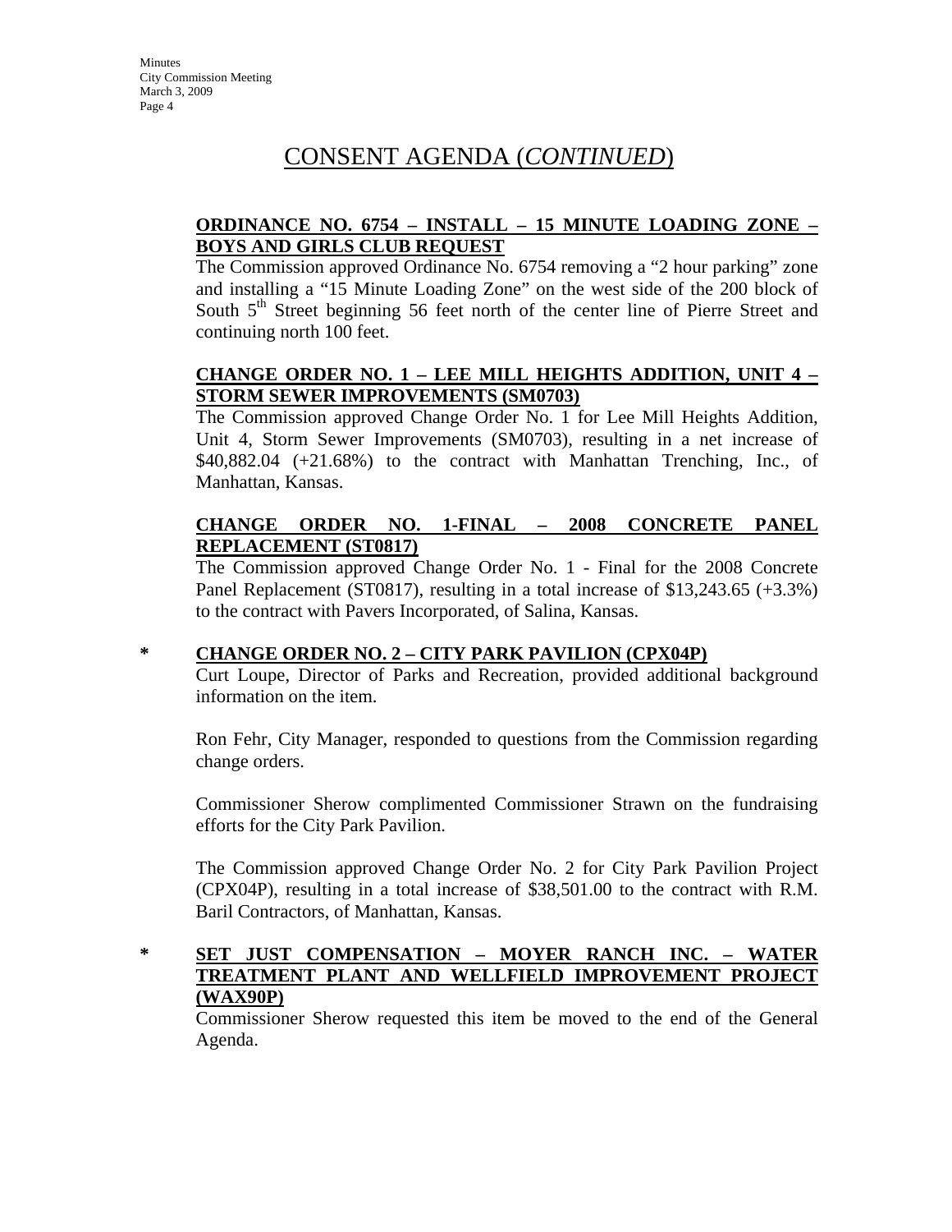# CONSENT AGENDA (*CONTINUED*)

**ORDINANCE NO. 6754 – INSTALL – 15 MINUTE LOADING ZONE – BOYS AND GIRLS CLUB REQUEST**

The Commission approved Ordinance No. 6754 removing a "2 hour parking" zone and installing a "15 Minute Loading Zone" on the west side of the 200 block of South 5th Street beginning 56 feet north of the center line of Pierre Street and continuing north 100 feet.

**CHANGE ORDER NO. 1 – LEE MILL HEIGHTS ADDITION, UNIT 4 – STORM SEWER IMPROVEMENTS (SM0703)**

The Commission approved Change Order No. 1 for Lee Mill Heights Addition, Unit 4, Storm Sewer Improvements (SM0703), resulting in a net increase of $40,882.04 (+21.68%) to the contract with Manhattan Trenching, Inc., of Manhattan, Kansas.

**CHANGE ORDER NO. 1-FINAL – 2008 CONCRETE PANEL REPLACEMENT (ST0817)**

The Commission approved Change Order No. 1 - Final for the 2008 Concrete Panel Replacement (ST0817), resulting in a total increase of $13,243.65 (+3.3%) to the contract with Pavers Incorporated, of Salina, Kansas.

\* **CHANGE ORDER NO. 2 – CITY PARK PAVILION (CPX04P)**

Curt Loupe, Director of Parks and Recreation, provided additional background information on the item.

Ron Fehr, City Manager, responded to questions from the Commission regarding change orders.

Commissioner Sherow complimented Commissioner Strawn on the fundraising efforts for the City Park Pavilion.

The Commission approved Change Order No. 2 for City Park Pavilion Project (CPX04P), resulting in a total increase of $38,501.00 to the contract with R.M. Baril Contractors, of Manhattan, Kansas.

\* **SET JUST COMPENSATION – MOYER RANCH INC. – WATER TREATMENT PLANT AND WELLFIELD IMPROVEMENT PROJECT (WAX90P)**

Commissioner Sherow requested this item be moved to the end of the General Agenda.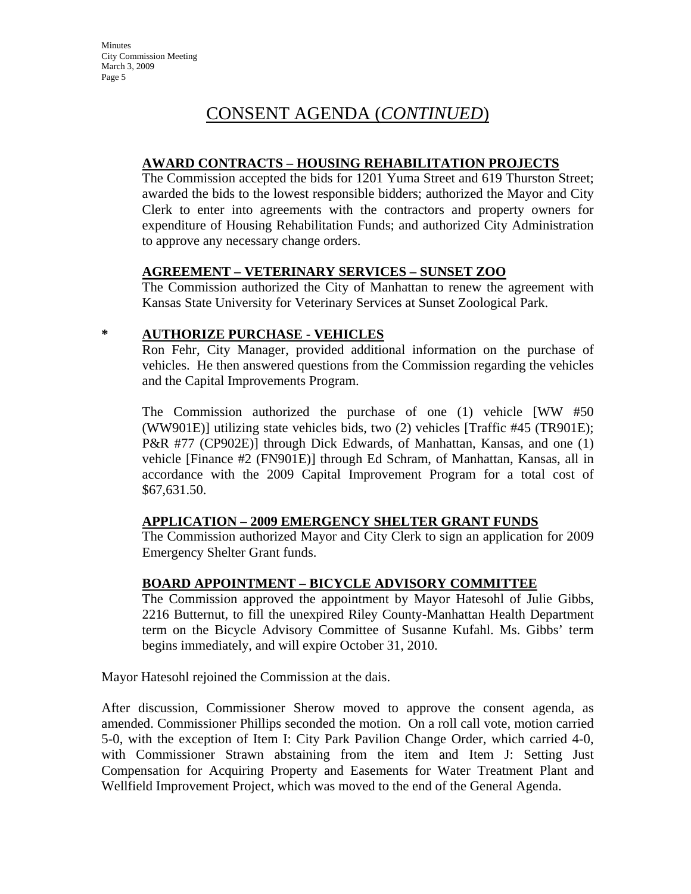## CONSENT AGENDA (*CONTINUED*)

**AWARD CONTRACTS – HOUSING REHABILITATION PROJECTS**

The Commission accepted the bids for 1201 Yuma Street and 619 Thurston Street; awarded the bids to the lowest responsible bidders; authorized the Mayor and City Clerk to enter into agreements with the contractors and property owners for expenditure of Housing Rehabilitation Funds; and authorized City Administration to approve any necessary change orders.

**AGREEMENT – VETERINARY SERVICES – SUNSET ZOO**

The Commission authorized the City of Manhattan to renew the agreement with Kansas State University for Veterinary Services at Sunset Zoological Park.

\* **AUTHORIZE PURCHASE - VEHICLES**

Ron Fehr, City Manager, provided additional information on the purchase of vehicles. He then answered questions from the Commission regarding the vehicles and the Capital Improvements Program.

The Commission authorized the purchase of one (1) vehicle [WW #50 (WW901E)] utilizing state vehicles bids, two (2) vehicles [Traffic #45 (TR901E); P&R #77 (CP902E)] through Dick Edwards, of Manhattan, Kansas, and one (1) vehicle [Finance #2 (FN901E)] through Ed Schram, of Manhattan, Kansas, all in accordance with the 2009 Capital Improvement Program for a total cost of $67,631.50.

**APPLICATION – 2009 EMERGENCY SHELTER GRANT FUNDS**

The Commission authorized Mayor and City Clerk to sign an application for 2009 Emergency Shelter Grant funds.

**BOARD APPOINTMENT – BICYCLE ADVISORY COMMITTEE**

The Commission approved the appointment by Mayor Hatesohl of Julie Gibbs, 2216 Butternut, to fill the unexpired Riley County-Manhattan Health Department term on the Bicycle Advisory Committee of Susanne Kufahl. Ms. Gibbs' term begins immediately, and will expire October 31, 2010.

Mayor Hatesohl rejoined the Commission at the dais.

After discussion, Commissioner Sherow moved to approve the consent agenda, as amended. Commissioner Phillips seconded the motion. On a roll call vote, motion carried 5-0, with the exception of Item I: City Park Pavilion Change Order, which carried 4-0, with Commissioner Strawn abstaining from the item and Item J: Setting Just Compensation for Acquiring Property and Easements for Water Treatment Plant and Wellfield Improvement Project, which was moved to the end of the General Agenda.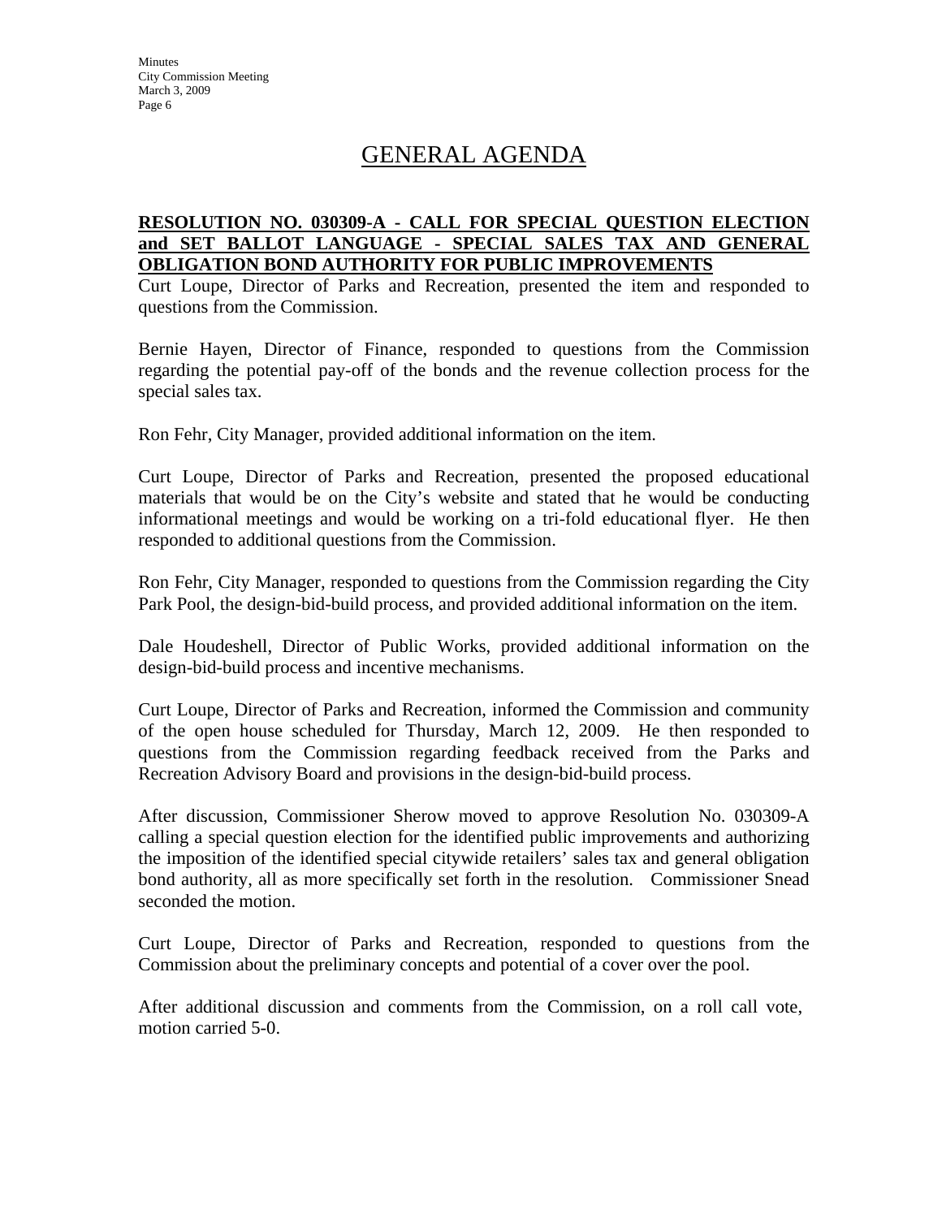# GENERAL AGENDA

**RESOLUTION NO. 030309-A - CALL FOR SPECIAL QUESTION ELECTION and SET BALLOT LANGUAGE - SPECIAL SALES TAX AND GENERAL OBLIGATION BOND AUTHORITY FOR PUBLIC IMPROVEMENTS**

Curt Loupe, Director of Parks and Recreation, presented the item and responded to questions from the Commission.

Bernie Hayen, Director of Finance, responded to questions from the Commission regarding the potential pay-off of the bonds and the revenue collection process for the special sales tax.

Ron Fehr, City Manager, provided additional information on the item.

Curt Loupe, Director of Parks and Recreation, presented the proposed educational materials that would be on the City's website and stated that he would be conducting informational meetings and would be working on a tri-fold educational flyer. He then responded to additional questions from the Commission.

Ron Fehr, City Manager, responded to questions from the Commission regarding the City Park Pool, the design-bid-build process, and provided additional information on the item.

Dale Houdeshell, Director of Public Works, provided additional information on the design-bid-build process and incentive mechanisms.

Curt Loupe, Director of Parks and Recreation, informed the Commission and community of the open house scheduled for Thursday, March 12, 2009. He then responded to questions from the Commission regarding feedback received from the Parks and Recreation Advisory Board and provisions in the design-bid-build process.

After discussion, Commissioner Sherow moved to approve Resolution No. 030309-A calling a special question election for the identified public improvements and authorizing the imposition of the identified special citywide retailers' sales tax and general obligation bond authority, all as more specifically set forth in the resolution. Commissioner Snead seconded the motion.

Curt Loupe, Director of Parks and Recreation, responded to questions from the Commission about the preliminary concepts and potential of a cover over the pool.

After additional discussion and comments from the Commission, on a roll call vote, motion carried 5-0.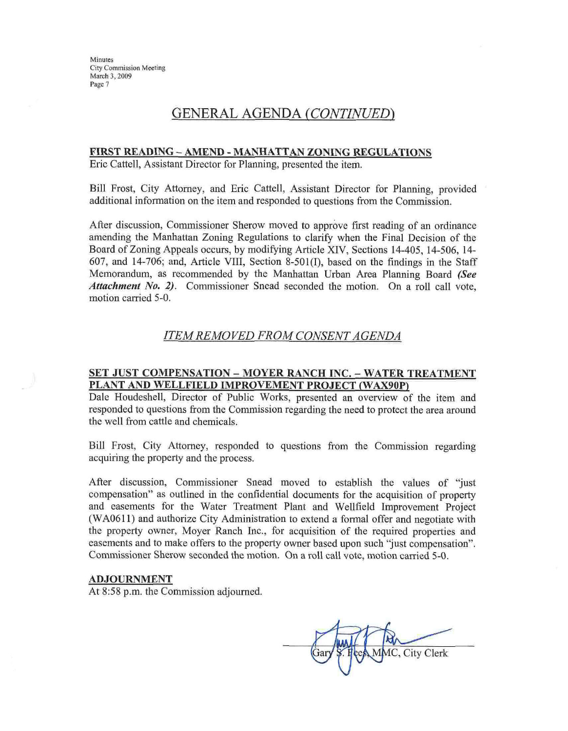## GENERAL AGENDA *(CONTINUED)*

**FIRST READING – AMEND - MANHATTAN ZONING REGULATIONS**

Eric Cattell, Assistant Director for Planning, presented the item.

Bill Frost, City Attorney, and Eric Cattell, Assistant Director for Planning, provided additional information on the item and responded to questions from the Commission.

After discussion, Commissioner Sherow moved to approve first reading of an ordinance amending the Manhattan Zoning Regulations to clarify when the Final Decision of the Board of Zoning Appeals occurs, by modifying Article XIV, Sections 14-405, 14-506, 14-607, and 14-706; and, Article VIII, Section 8-501(I), based on the findings in the Staff Memorandum, as recommended by the Manhattan Urban Area Planning Board ***(See Attachment No. 2)***. Commissioner Snead seconded the motion. On a roll call vote, motion carried 5-0.

## *ITEM REMOVED FROM CONSENT AGENDA*

**SET JUST COMPENSATION – MOYER RANCH INC. – WATER TREATMENT PLANT AND WELLFIELD IMPROVEMENT PROJECT (WAX90P)**

Dale Houdeshell, Director of Public Works, presented an overview of the item and responded to questions from the Commission regarding the need to protect the area around the well from cattle and chemicals.

Bill Frost, City Attorney, responded to questions from the Commission regarding acquiring the property and the process.

After discussion, Commissioner Snead moved to establish the values of "just compensation" as outlined in the confidential documents for the acquisition of property and easements for the Water Treatment Plant and Wellfield Improvement Project (WA0611) and authorize City Administration to extend a formal offer and negotiate with the property owner, Moyer Ranch Inc., for acquisition of the required properties and easements and to make offers to the property owner based upon such "just compensation". Commissioner Sherow seconded the motion. On a roll call vote, motion carried 5-0.

**ADJOURNMENT**

At 8:58 p.m. the Commission adjourned.

Gary S. Fees, MMC, City Clerk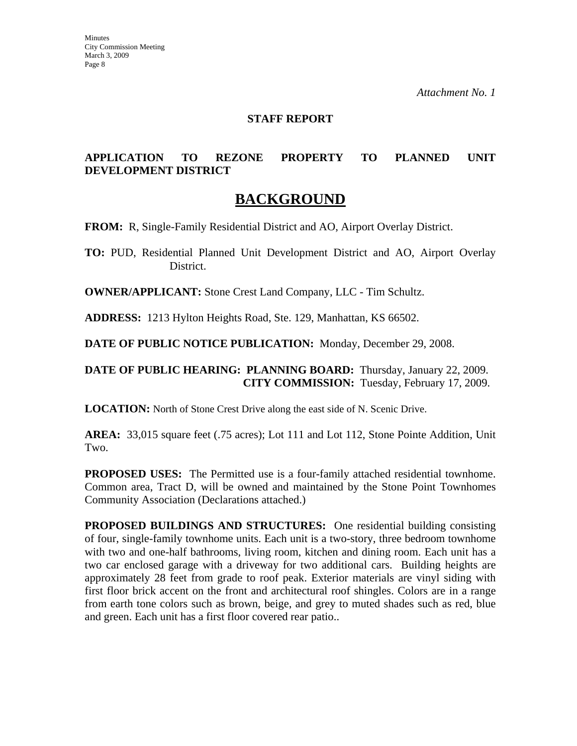*Attachment No. 1*

**STAFF REPORT**

**APPLICATION TO REZONE PROPERTY TO PLANNED UNIT DEVELOPMENT DISTRICT**

# BACKGROUND

**FROM:** R, Single-Family Residential District and AO, Airport Overlay District.

**TO:** PUD, Residential Planned Unit Development District and AO, Airport Overlay District.

**OWNER/APPLICANT:** Stone Crest Land Company, LLC - Tim Schultz.

**ADDRESS:** 1213 Hylton Heights Road, Ste. 129, Manhattan, KS 66502.

**DATE OF PUBLIC NOTICE PUBLICATION:** Monday, December 29, 2008.

**DATE OF PUBLIC HEARING: PLANNING BOARD:** Thursday, January 22, 2009.
**CITY COMMISSION:** Tuesday, February 17, 2009.

**LOCATION:** North of Stone Crest Drive along the east side of N. Scenic Drive.

**AREA:** 33,015 square feet (.75 acres); Lot 111 and Lot 112, Stone Pointe Addition, Unit Two.

**PROPOSED USES:** The Permitted use is a four-family attached residential townhome. Common area, Tract D, will be owned and maintained by the Stone Point Townhomes Community Association (Declarations attached.)

**PROPOSED BUILDINGS AND STRUCTURES:** One residential building consisting of four, single-family townhome units. Each unit is a two-story, three bedroom townhome with two and one-half bathrooms, living room, kitchen and dining room. Each unit has a two car enclosed garage with a driveway for two additional cars. Building heights are approximately 28 feet from grade to roof peak. Exterior materials are vinyl siding with first floor brick accent on the front and architectural roof shingles. Colors are in a range from earth tone colors such as brown, beige, and grey to muted shades such as red, blue and green. Each unit has a first floor covered rear patio..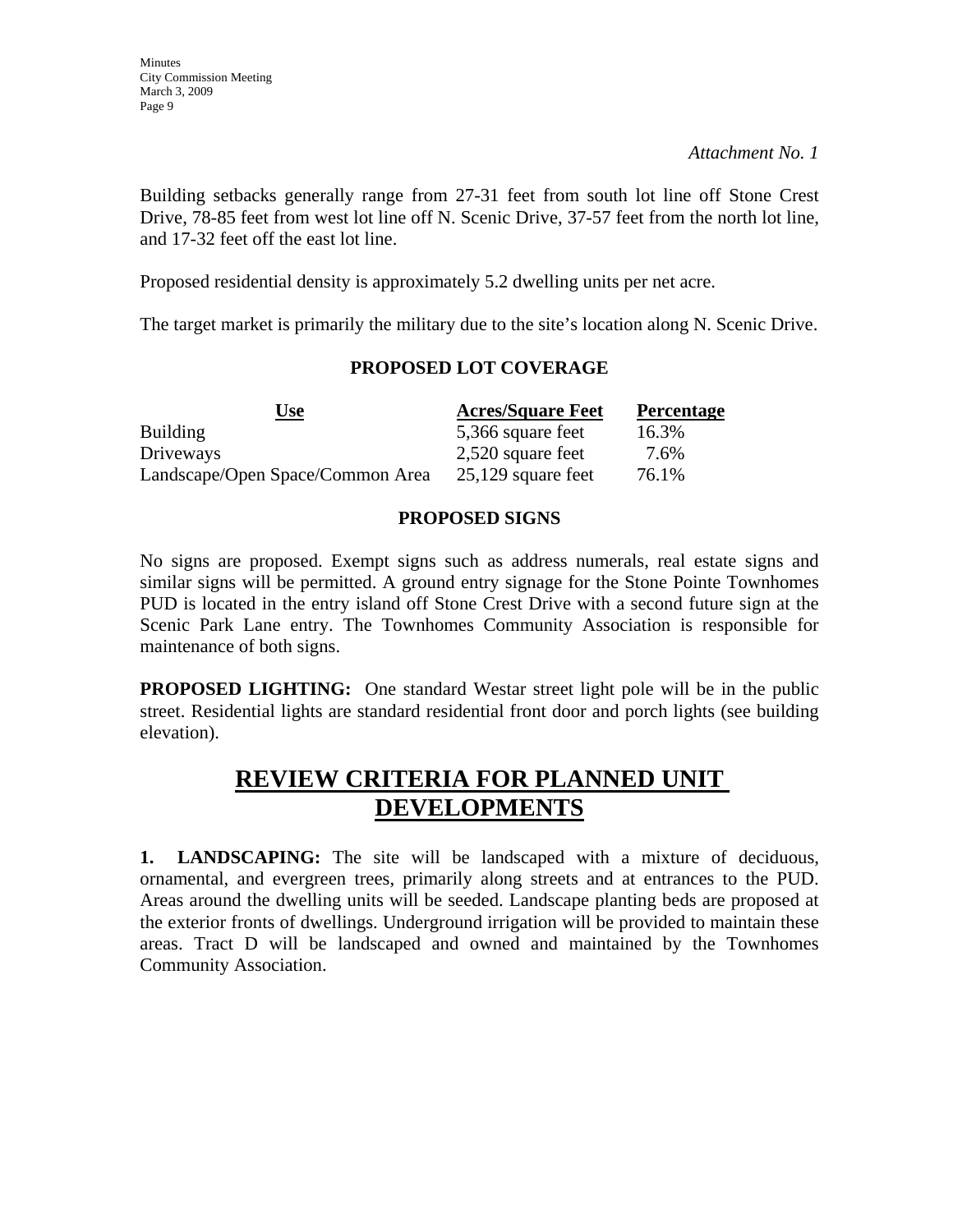*Attachment No. 1*

Building setbacks generally range from 27-31 feet from south lot line off Stone Crest Drive, 78-85 feet from west lot line off N. Scenic Drive, 37-57 feet from the north lot line, and 17-32 feet off the east lot line.

Proposed residential density is approximately 5.2 dwelling units per net acre.

The target market is primarily the military due to the site's location along N. Scenic Drive.

**PROPOSED LOT COVERAGE**

| Use | Acres/Square Feet | Percentage |
|---|---|---|
| Building | 5,366 square feet | 16.3% |
| Driveways | 2,520 square feet | 7.6% |
| Landscape/Open Space/Common Area | 25,129 square feet | 76.1% |

**PROPOSED SIGNS**

No signs are proposed. Exempt signs such as address numerals, real estate signs and similar signs will be permitted. A ground entry signage for the Stone Pointe Townhomes PUD is located in the entry island off Stone Crest Drive with a second future sign at the Scenic Park Lane entry. The Townhomes Community Association is responsible for maintenance of both signs.

**PROPOSED LIGHTING:** One standard Westar street light pole will be in the public street. Residential lights are standard residential front door and porch lights (see building elevation).

## REVIEW CRITERIA FOR PLANNED UNIT DEVELOPMENTS

**1. LANDSCAPING:** The site will be landscaped with a mixture of deciduous, ornamental, and evergreen trees, primarily along streets and at entrances to the PUD. Areas around the dwelling units will be seeded. Landscape planting beds are proposed at the exterior fronts of dwellings. Underground irrigation will be provided to maintain these areas. Tract D will be landscaped and owned and maintained by the Townhomes Community Association.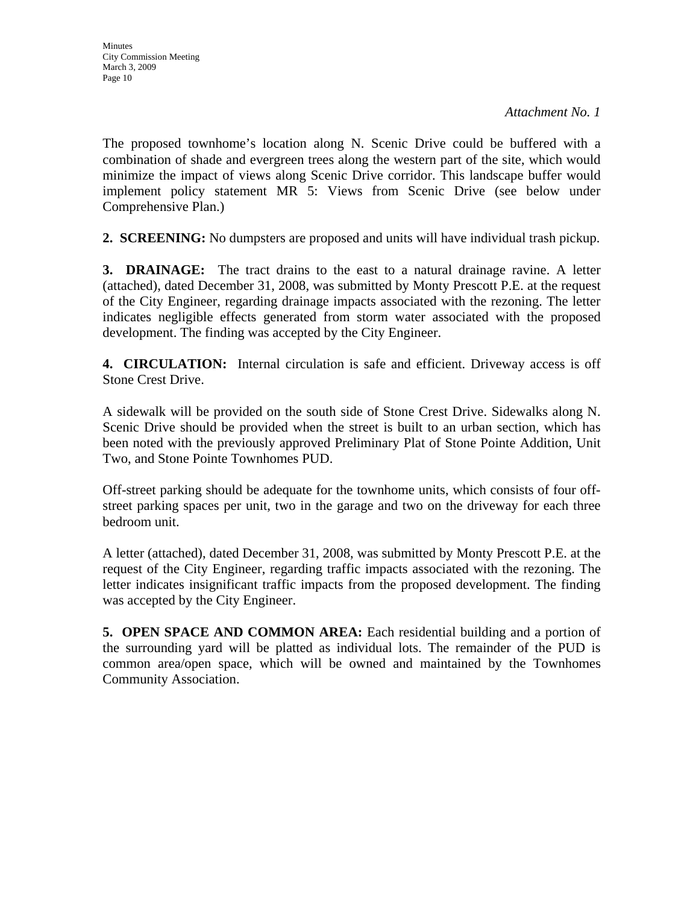*Attachment No. 1*

The proposed townhome's location along N. Scenic Drive could be buffered with a combination of shade and evergreen trees along the western part of the site, which would minimize the impact of views along Scenic Drive corridor. This landscape buffer would implement policy statement MR 5: Views from Scenic Drive (see below under Comprehensive Plan.)

**2. SCREENING:** No dumpsters are proposed and units will have individual trash pickup.

**3. DRAINAGE:** The tract drains to the east to a natural drainage ravine. A letter (attached), dated December 31, 2008, was submitted by Monty Prescott P.E. at the request of the City Engineer, regarding drainage impacts associated with the rezoning. The letter indicates negligible effects generated from storm water associated with the proposed development. The finding was accepted by the City Engineer.

**4. CIRCULATION:** Internal circulation is safe and efficient. Driveway access is off Stone Crest Drive.

A sidewalk will be provided on the south side of Stone Crest Drive. Sidewalks along N. Scenic Drive should be provided when the street is built to an urban section, which has been noted with the previously approved Preliminary Plat of Stone Pointe Addition, Unit Two, and Stone Pointe Townhomes PUD.

Off-street parking should be adequate for the townhome units, which consists of four off-street parking spaces per unit, two in the garage and two on the driveway for each three bedroom unit.

A letter (attached), dated December 31, 2008, was submitted by Monty Prescott P.E. at the request of the City Engineer, regarding traffic impacts associated with the rezoning. The letter indicates insignificant traffic impacts from the proposed development. The finding was accepted by the City Engineer.

**5. OPEN SPACE AND COMMON AREA:** Each residential building and a portion of the surrounding yard will be platted as individual lots. The remainder of the PUD is common area/open space, which will be owned and maintained by the Townhomes Community Association.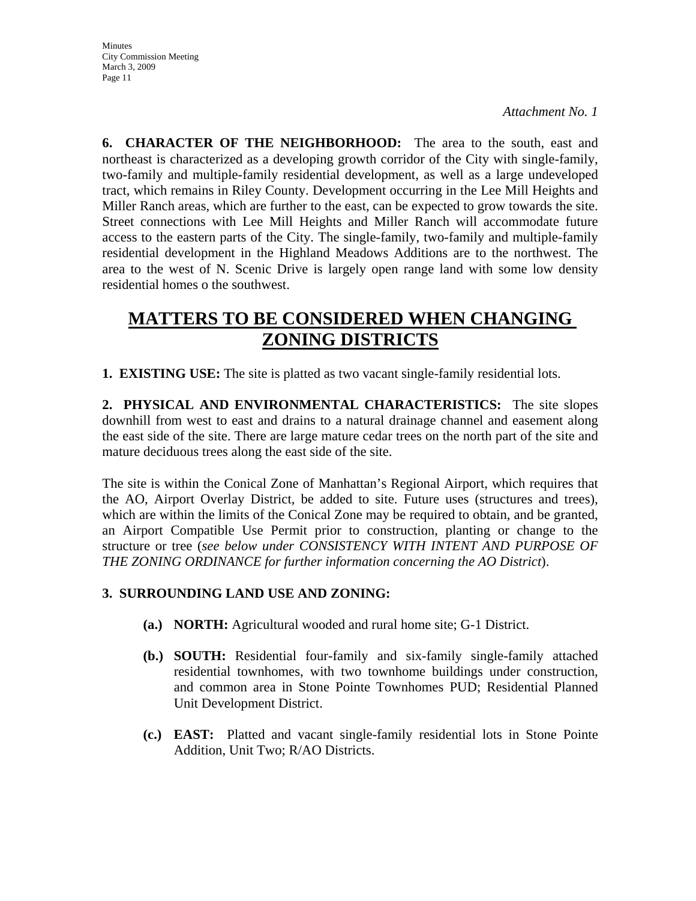*Attachment No. 1*

**6. CHARACTER OF THE NEIGHBORHOOD:** The area to the south, east and northeast is characterized as a developing growth corridor of the City with single-family, two-family and multiple-family residential development, as well as a large undeveloped tract, which remains in Riley County. Development occurring in the Lee Mill Heights and Miller Ranch areas, which are further to the east, can be expected to grow towards the site. Street connections with Lee Mill Heights and Miller Ranch will accommodate future access to the eastern parts of the City. The single-family, two-family and multiple-family residential development in the Highland Meadows Additions are to the northwest. The area to the west of N. Scenic Drive is largely open range land with some low density residential homes o the southwest.

# MATTERS TO BE CONSIDERED WHEN CHANGING ZONING DISTRICTS

**1. EXISTING USE:** The site is platted as two vacant single-family residential lots.

**2. PHYSICAL AND ENVIRONMENTAL CHARACTERISTICS:** The site slopes downhill from west to east and drains to a natural drainage channel and easement along the east side of the site. There are large mature cedar trees on the north part of the site and mature deciduous trees along the east side of the site.

The site is within the Conical Zone of Manhattan's Regional Airport, which requires that the AO, Airport Overlay District, be added to site. Future uses (structures and trees), which are within the limits of the Conical Zone may be required to obtain, and be granted, an Airport Compatible Use Permit prior to construction, planting or change to the structure or tree (*see below under CONSISTENCY WITH INTENT AND PURPOSE OF THE ZONING ORDINANCE for further information concerning the AO District*).

**3. SURROUNDING LAND USE AND ZONING:**

**(a.) NORTH:** Agricultural wooded and rural home site; G-1 District.

**(b.) SOUTH:** Residential four-family and six-family single-family attached residential townhomes, with two townhome buildings under construction, and common area in Stone Pointe Townhomes PUD; Residential Planned Unit Development District.

**(c.) EAST:** Platted and vacant single-family residential lots in Stone Pointe Addition, Unit Two; R/AO Districts.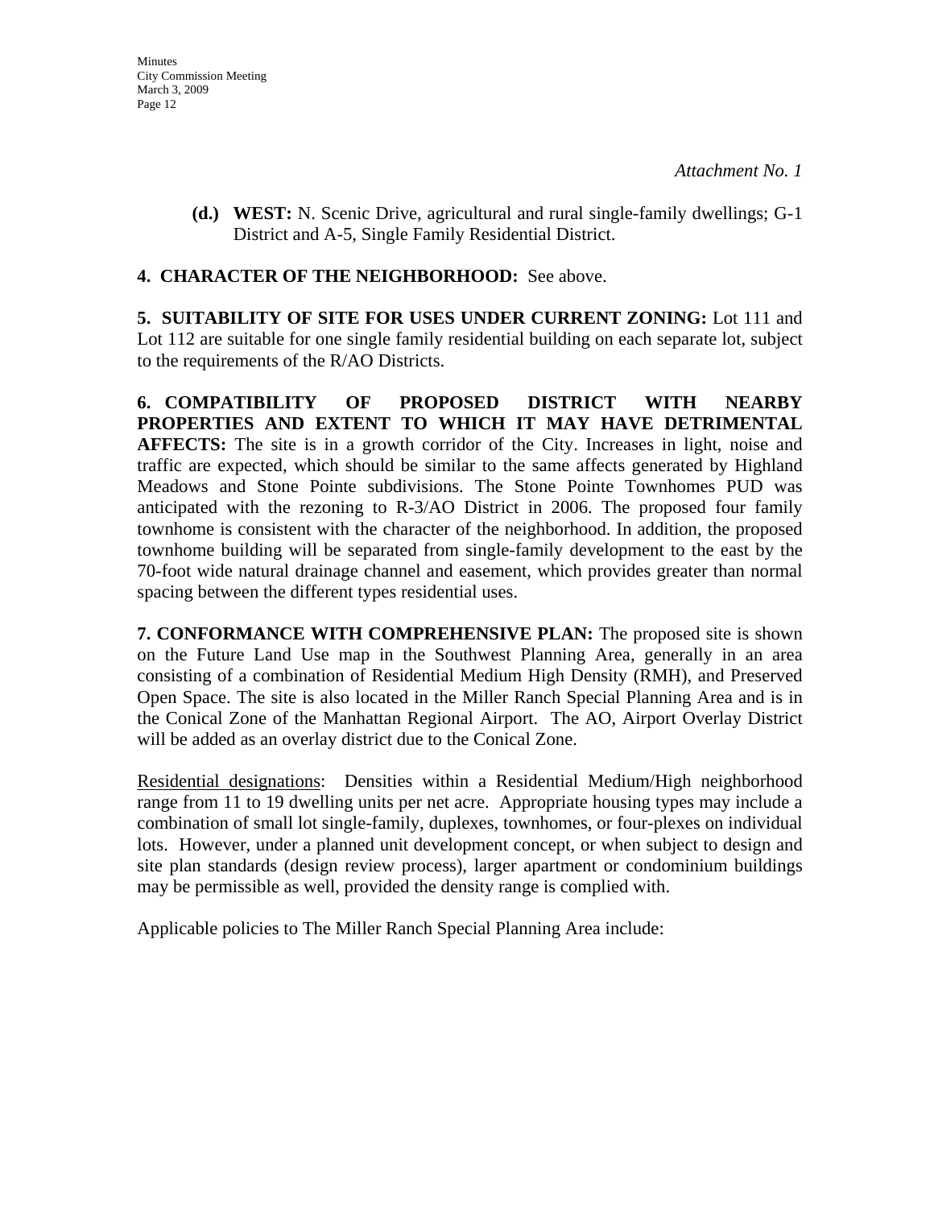*Attachment No. 1*

**(d.) WEST:** N. Scenic Drive, agricultural and rural single-family dwellings; G-1 District and A-5, Single Family Residential District.

**4. CHARACTER OF THE NEIGHBORHOOD:** See above.

**5. SUITABILITY OF SITE FOR USES UNDER CURRENT ZONING:** Lot 111 and Lot 112 are suitable for one single family residential building on each separate lot, subject to the requirements of the R/AO Districts.

**6. COMPATIBILITY OF PROPOSED DISTRICT WITH NEARBY PROPERTIES AND EXTENT TO WHICH IT MAY HAVE DETRIMENTAL AFFECTS:** The site is in a growth corridor of the City. Increases in light, noise and traffic are expected, which should be similar to the same affects generated by Highland Meadows and Stone Pointe subdivisions. The Stone Pointe Townhomes PUD was anticipated with the rezoning to R-3/AO District in 2006. The proposed four family townhome is consistent with the character of the neighborhood. In addition, the proposed townhome building will be separated from single-family development to the east by the 70-foot wide natural drainage channel and easement, which provides greater than normal spacing between the different types residential uses.

**7. CONFORMANCE WITH COMPREHENSIVE PLAN:** The proposed site is shown on the Future Land Use map in the Southwest Planning Area, generally in an area consisting of a combination of Residential Medium High Density (RMH), and Preserved Open Space. The site is also located in the Miller Ranch Special Planning Area and is in the Conical Zone of the Manhattan Regional Airport. The AO, Airport Overlay District will be added as an overlay district due to the Conical Zone.

Residential designations: Densities within a Residential Medium/High neighborhood range from 11 to 19 dwelling units per net acre. Appropriate housing types may include a combination of small lot single-family, duplexes, townhomes, or four-plexes on individual lots. However, under a planned unit development concept, or when subject to design and site plan standards (design review process), larger apartment or condominium buildings may be permissible as well, provided the density range is complied with.

Applicable policies to The Miller Ranch Special Planning Area include: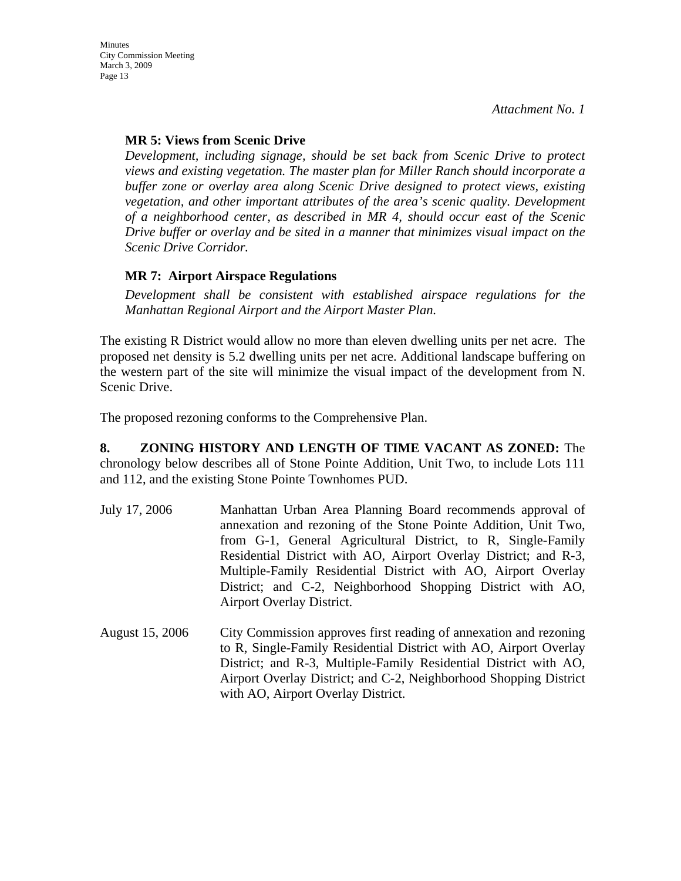*Attachment No. 1*

**MR 5: Views from Scenic Drive**

*Development, including signage, should be set back from Scenic Drive to protect views and existing vegetation. The master plan for Miller Ranch should incorporate a buffer zone or overlay area along Scenic Drive designed to protect views, existing vegetation, and other important attributes of the area's scenic quality. Development of a neighborhood center, as described in MR 4, should occur east of the Scenic Drive buffer or overlay and be sited in a manner that minimizes visual impact on the Scenic Drive Corridor.*

**MR 7: Airport Airspace Regulations**

*Development shall be consistent with established airspace regulations for the Manhattan Regional Airport and the Airport Master Plan.*

The existing R District would allow no more than eleven dwelling units per net acre. The proposed net density is 5.2 dwelling units per net acre. Additional landscape buffering on the western part of the site will minimize the visual impact of the development from N. Scenic Drive.

The proposed rezoning conforms to the Comprehensive Plan.

**8. ZONING HISTORY AND LENGTH OF TIME VACANT AS ZONED:** The chronology below describes all of Stone Pointe Addition, Unit Two, to include Lots 111 and 112, and the existing Stone Pointe Townhomes PUD.

July 17, 2006 — Manhattan Urban Area Planning Board recommends approval of annexation and rezoning of the Stone Pointe Addition, Unit Two, from G-1, General Agricultural District, to R, Single-Family Residential District with AO, Airport Overlay District; and R-3, Multiple-Family Residential District with AO, Airport Overlay District; and C-2, Neighborhood Shopping District with AO, Airport Overlay District.

August 15, 2006 — City Commission approves first reading of annexation and rezoning to R, Single-Family Residential District with AO, Airport Overlay District; and R-3, Multiple-Family Residential District with AO, Airport Overlay District; and C-2, Neighborhood Shopping District with AO, Airport Overlay District.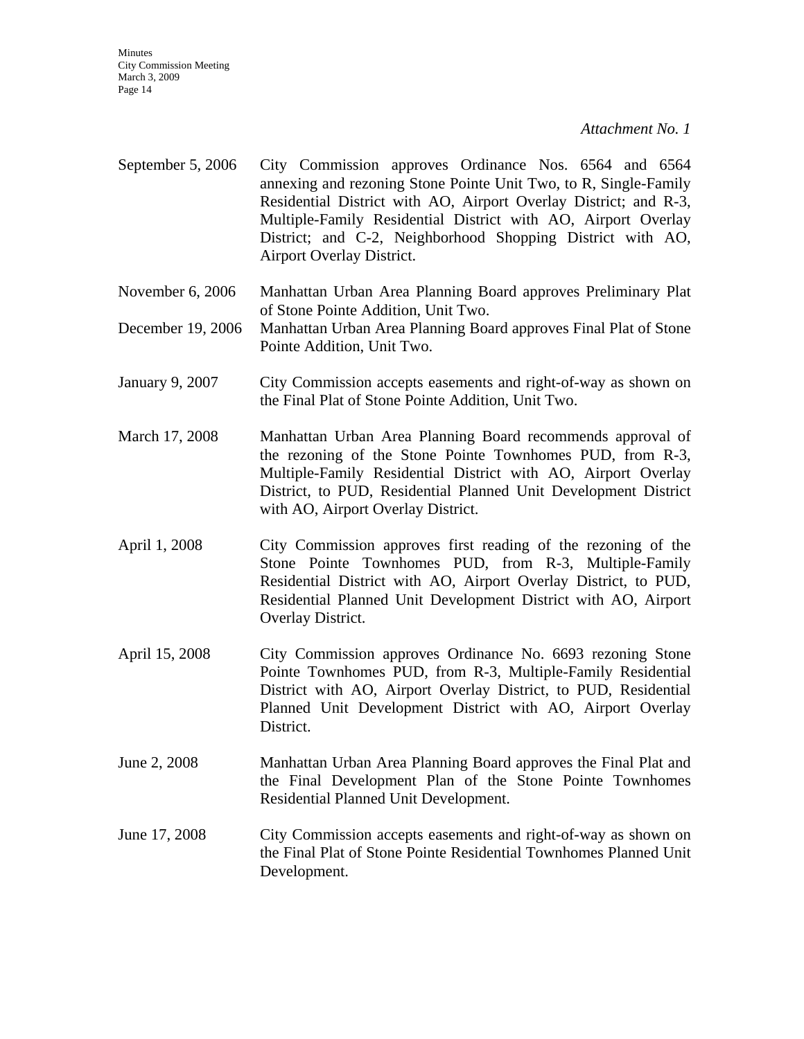*Attachment No. 1*

| | |
|---|---|
| September 5, 2006 | City Commission approves Ordinance Nos. 6564 and 6564 annexing and rezoning Stone Pointe Unit Two, to R, Single-Family Residential District with AO, Airport Overlay District; and R-3, Multiple-Family Residential District with AO, Airport Overlay District; and C-2, Neighborhood Shopping District with AO, Airport Overlay District. |
| November 6, 2006 | Manhattan Urban Area Planning Board approves Preliminary Plat of Stone Pointe Addition, Unit Two. |
| December 19, 2006 | Manhattan Urban Area Planning Board approves Final Plat of Stone Pointe Addition, Unit Two. |
| January 9, 2007 | City Commission accepts easements and right-of-way as shown on the Final Plat of Stone Pointe Addition, Unit Two. |
| March 17, 2008 | Manhattan Urban Area Planning Board recommends approval of the rezoning of the Stone Pointe Townhomes PUD, from R-3, Multiple-Family Residential District with AO, Airport Overlay District, to PUD, Residential Planned Unit Development District with AO, Airport Overlay District. |
| April 1, 2008 | City Commission approves first reading of the rezoning of the Stone Pointe Townhomes PUD, from R-3, Multiple-Family Residential District with AO, Airport Overlay District, to PUD, Residential Planned Unit Development District with AO, Airport Overlay District. |
| April 15, 2008 | City Commission approves Ordinance No. 6693 rezoning Stone Pointe Townhomes PUD, from R-3, Multiple-Family Residential District with AO, Airport Overlay District, to PUD, Residential Planned Unit Development District with AO, Airport Overlay District. |
| June 2, 2008 | Manhattan Urban Area Planning Board approves the Final Plat and the Final Development Plan of the Stone Pointe Townhomes Residential Planned Unit Development. |
| June 17, 2008 | City Commission accepts easements and right-of-way as shown on the Final Plat of Stone Pointe Residential Townhomes Planned Unit Development. |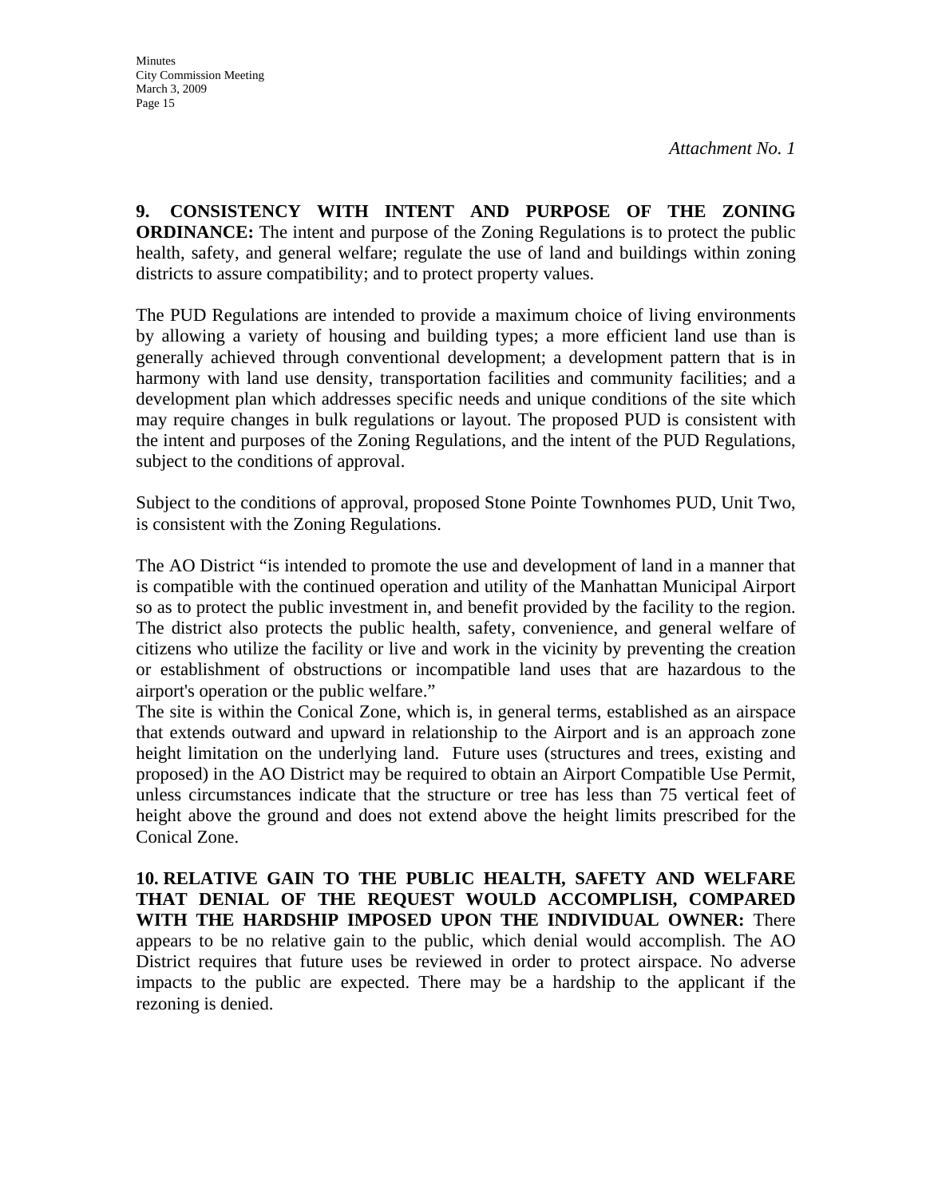*Attachment No. 1*

**9. CONSISTENCY WITH INTENT AND PURPOSE OF THE ZONING ORDINANCE:** The intent and purpose of the Zoning Regulations is to protect the public health, safety, and general welfare; regulate the use of land and buildings within zoning districts to assure compatibility; and to protect property values.

The PUD Regulations are intended to provide a maximum choice of living environments by allowing a variety of housing and building types; a more efficient land use than is generally achieved through conventional development; a development pattern that is in harmony with land use density, transportation facilities and community facilities; and a development plan which addresses specific needs and unique conditions of the site which may require changes in bulk regulations or layout. The proposed PUD is consistent with the intent and purposes of the Zoning Regulations, and the intent of the PUD Regulations, subject to the conditions of approval.

Subject to the conditions of approval, proposed Stone Pointe Townhomes PUD, Unit Two, is consistent with the Zoning Regulations.

The AO District "is intended to promote the use and development of land in a manner that is compatible with the continued operation and utility of the Manhattan Municipal Airport so as to protect the public investment in, and benefit provided by the facility to the region. The district also protects the public health, safety, convenience, and general welfare of citizens who utilize the facility or live and work in the vicinity by preventing the creation or establishment of obstructions or incompatible land uses that are hazardous to the airport's operation or the public welfare."

The site is within the Conical Zone, which is, in general terms, established as an airspace that extends outward and upward in relationship to the Airport and is an approach zone height limitation on the underlying land. Future uses (structures and trees, existing and proposed) in the AO District may be required to obtain an Airport Compatible Use Permit, unless circumstances indicate that the structure or tree has less than 75 vertical feet of height above the ground and does not extend above the height limits prescribed for the Conical Zone.

**10. RELATIVE GAIN TO THE PUBLIC HEALTH, SAFETY AND WELFARE THAT DENIAL OF THE REQUEST WOULD ACCOMPLISH, COMPARED WITH THE HARDSHIP IMPOSED UPON THE INDIVIDUAL OWNER:** There appears to be no relative gain to the public, which denial would accomplish. The AO District requires that future uses be reviewed in order to protect airspace. No adverse impacts to the public are expected. There may be a hardship to the applicant if the rezoning is denied.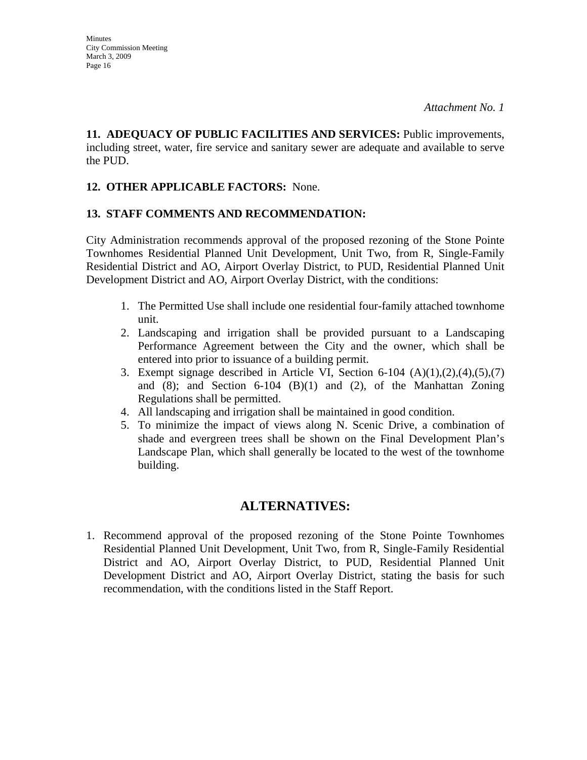*Attachment No. 1*

**11. ADEQUACY OF PUBLIC FACILITIES AND SERVICES:** Public improvements, including street, water, fire service and sanitary sewer are adequate and available to serve the PUD.

**12. OTHER APPLICABLE FACTORS:** None.

**13. STAFF COMMENTS AND RECOMMENDATION:**

City Administration recommends approval of the proposed rezoning of the Stone Pointe Townhomes Residential Planned Unit Development, Unit Two, from R, Single-Family Residential District and AO, Airport Overlay District, to PUD, Residential Planned Unit Development District and AO, Airport Overlay District, with the conditions:

1. The Permitted Use shall include one residential four-family attached townhome unit.
2. Landscaping and irrigation shall be provided pursuant to a Landscaping Performance Agreement between the City and the owner, which shall be entered into prior to issuance of a building permit.
3. Exempt signage described in Article VI, Section 6-104 (A)(1),(2),(4),(5),(7) and (8); and Section 6-104 (B)(1) and (2), of the Manhattan Zoning Regulations shall be permitted.
4. All landscaping and irrigation shall be maintained in good condition.
5. To minimize the impact of views along N. Scenic Drive, a combination of shade and evergreen trees shall be shown on the Final Development Plan's Landscape Plan, which shall generally be located to the west of the townhome building.

## ALTERNATIVES:

1. Recommend approval of the proposed rezoning of the Stone Pointe Townhomes Residential Planned Unit Development, Unit Two, from R, Single-Family Residential District and AO, Airport Overlay District, to PUD, Residential Planned Unit Development District and AO, Airport Overlay District, stating the basis for such recommendation, with the conditions listed in the Staff Report.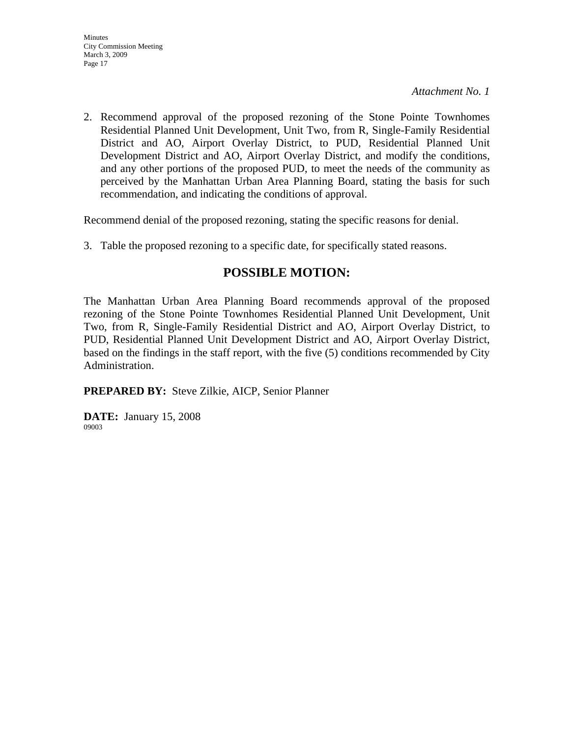*Attachment No. 1*

2. Recommend approval of the proposed rezoning of the Stone Pointe Townhomes Residential Planned Unit Development, Unit Two, from R, Single-Family Residential District and AO, Airport Overlay District, to PUD, Residential Planned Unit Development District and AO, Airport Overlay District, and modify the conditions, and any other portions of the proposed PUD, to meet the needs of the community as perceived by the Manhattan Urban Area Planning Board, stating the basis for such recommendation, and indicating the conditions of approval.

Recommend denial of the proposed rezoning, stating the specific reasons for denial.

3. Table the proposed rezoning to a specific date, for specifically stated reasons.

## POSSIBLE MOTION:

The Manhattan Urban Area Planning Board recommends approval of the proposed rezoning of the Stone Pointe Townhomes Residential Planned Unit Development, Unit Two, from R, Single-Family Residential District and AO, Airport Overlay District, to PUD, Residential Planned Unit Development District and AO, Airport Overlay District, based on the findings in the staff report, with the five (5) conditions recommended by City Administration.

**PREPARED BY:** Steve Zilkie, AICP, Senior Planner

**DATE:** January 15, 2008

09003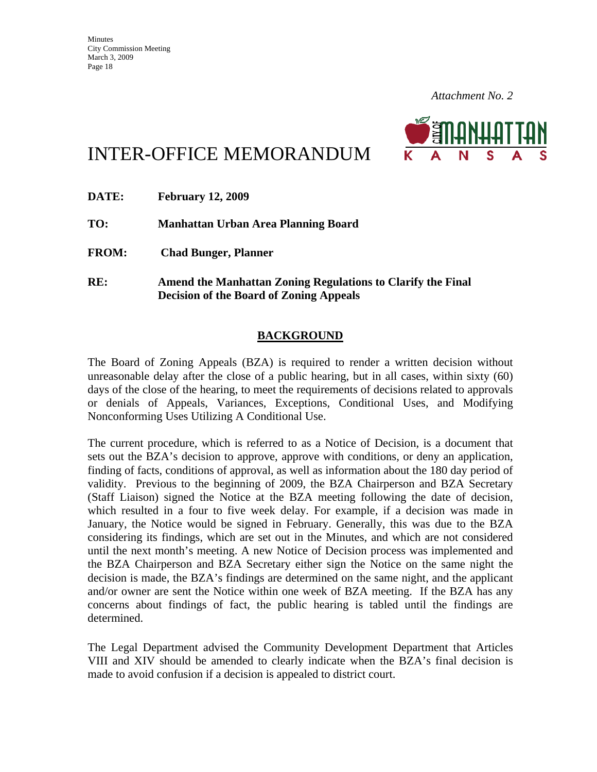*Attachment No. 2*

# INTER-OFFICE MEMORANDUM

**DATE:** **February 12, 2009**

**TO:** **Manhattan Urban Area Planning Board**

**FROM:** **Chad Bunger, Planner**

**RE:** **Amend the Manhattan Zoning Regulations to Clarify the Final Decision of the Board of Zoning Appeals**

## BACKGROUND

The Board of Zoning Appeals (BZA) is required to render a written decision without unreasonable delay after the close of a public hearing, but in all cases, within sixty (60) days of the close of the hearing, to meet the requirements of decisions related to approvals or denials of Appeals, Variances, Exceptions, Conditional Uses, and Modifying Nonconforming Uses Utilizing A Conditional Use.

The current procedure, which is referred to as a Notice of Decision, is a document that sets out the BZA's decision to approve, approve with conditions, or deny an application, finding of facts, conditions of approval, as well as information about the 180 day period of validity. Previous to the beginning of 2009, the BZA Chairperson and BZA Secretary (Staff Liaison) signed the Notice at the BZA meeting following the date of decision, which resulted in a four to five week delay. For example, if a decision was made in January, the Notice would be signed in February. Generally, this was due to the BZA considering its findings, which are set out in the Minutes, and which are not considered until the next month's meeting. A new Notice of Decision process was implemented and the BZA Chairperson and BZA Secretary either sign the Notice on the same night the decision is made, the BZA's findings are determined on the same night, and the applicant and/or owner are sent the Notice within one week of BZA meeting. If the BZA has any concerns about findings of fact, the public hearing is tabled until the findings are determined.

The Legal Department advised the Community Development Department that Articles VIII and XIV should be amended to clearly indicate when the BZA's final decision is made to avoid confusion if a decision is appealed to district court.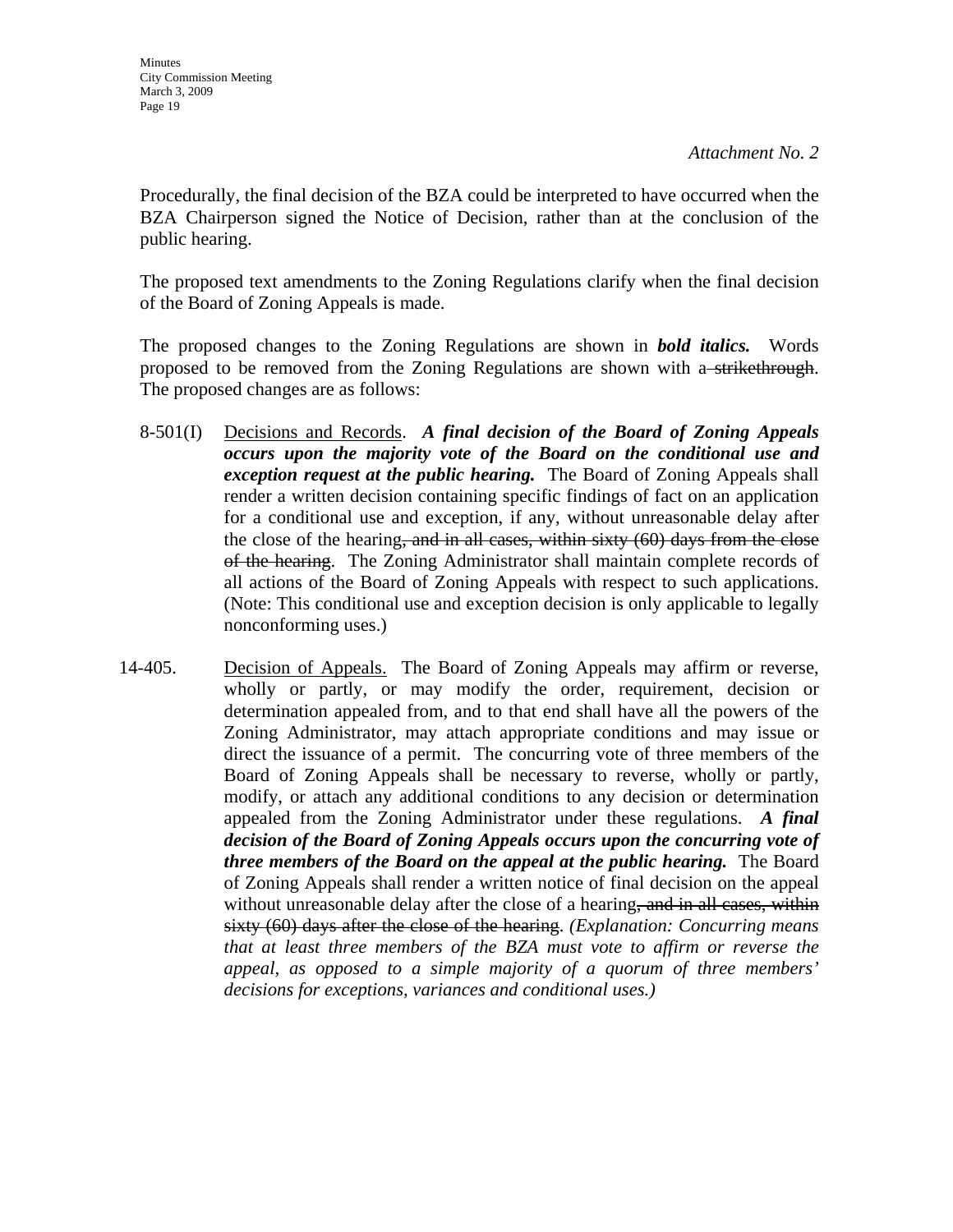*Attachment No. 2*

Procedurally, the final decision of the BZA could be interpreted to have occurred when the BZA Chairperson signed the Notice of Decision, rather than at the conclusion of the public hearing.

The proposed text amendments to the Zoning Regulations clarify when the final decision of the Board of Zoning Appeals is made.

The proposed changes to the Zoning Regulations are shown in ***bold italics.*** Words proposed to be removed from the Zoning Regulations are shown with a ~~strikethrough~~. The proposed changes are as follows:

8-501(I) Decisions and Records. ***A final decision of the Board of Zoning Appeals occurs upon the majority vote of the Board on the conditional use and exception request at the public hearing.*** The Board of Zoning Appeals shall render a written decision containing specific findings of fact on an application for a conditional use and exception, if any, without unreasonable delay after the close of the hearing~~, and in all cases, within sixty (60) days from the close of the hearing~~. The Zoning Administrator shall maintain complete records of all actions of the Board of Zoning Appeals with respect to such applications. (Note: This conditional use and exception decision is only applicable to legally nonconforming uses.)

14-405. Decision of Appeals. The Board of Zoning Appeals may affirm or reverse, wholly or partly, or may modify the order, requirement, decision or determination appealed from, and to that end shall have all the powers of the Zoning Administrator, may attach appropriate conditions and may issue or direct the issuance of a permit. The concurring vote of three members of the Board of Zoning Appeals shall be necessary to reverse, wholly or partly, modify, or attach any additional conditions to any decision or determination appealed from the Zoning Administrator under these regulations. ***A final decision of the Board of Zoning Appeals occurs upon the concurring vote of three members of the Board on the appeal at the public hearing.*** The Board of Zoning Appeals shall render a written notice of final decision on the appeal without unreasonable delay after the close of a hearing~~, and in all cases, within sixty (60) days after the close of the hearing~~. *(Explanation: Concurring means that at least three members of the BZA must vote to affirm or reverse the appeal, as opposed to a simple majority of a quorum of three members' decisions for exceptions, variances and conditional uses.)*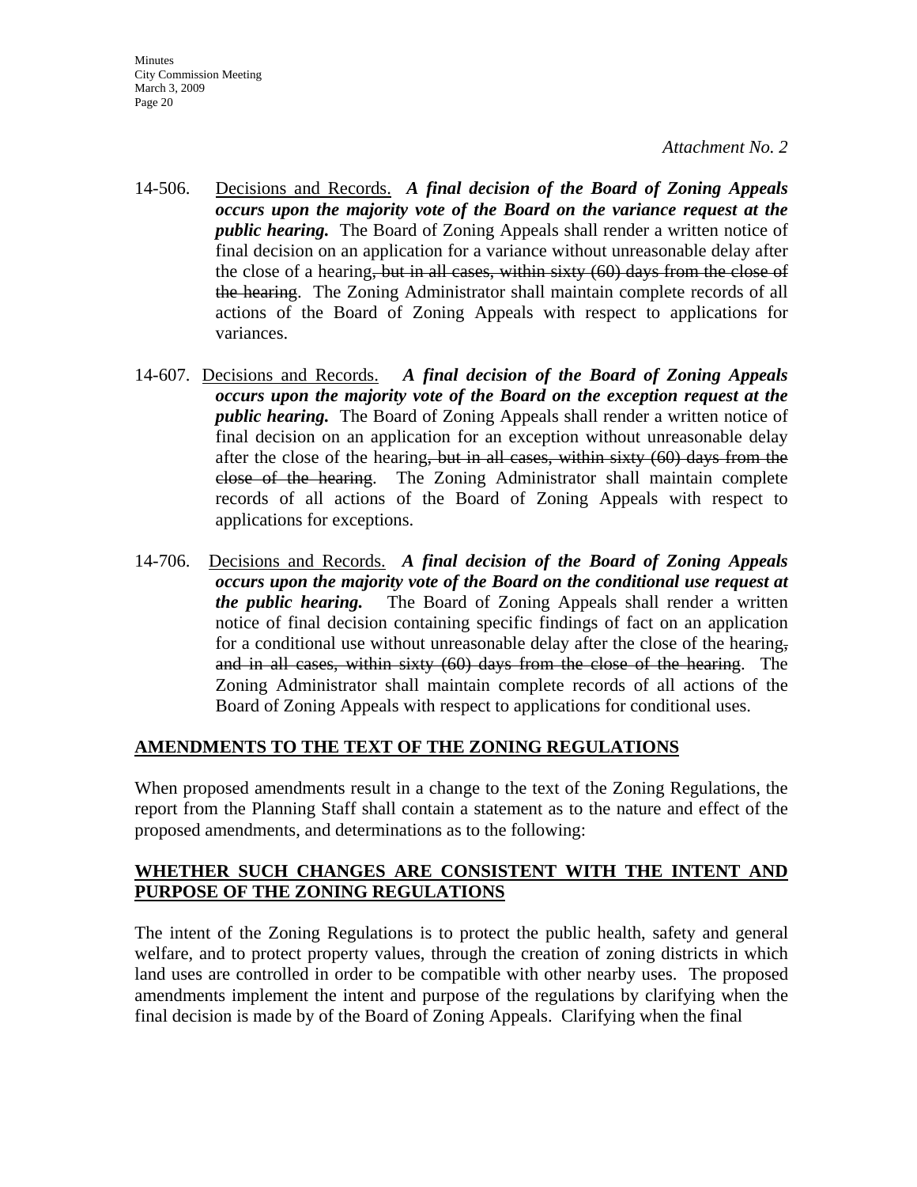*Attachment No. 2*

14-506. <u>Decisions and Records.</u> ***A final decision of the Board of Zoning Appeals occurs upon the majority vote of the Board on the variance request at the public hearing.*** The Board of Zoning Appeals shall render a written notice of final decision on an application for a variance without unreasonable delay after the close of a hearing~~, but in all cases, within sixty (60) days from the close of the hearing~~. The Zoning Administrator shall maintain complete records of all actions of the Board of Zoning Appeals with respect to applications for variances.

14-607. <u>Decisions and Records.</u> ***A final decision of the Board of Zoning Appeals occurs upon the majority vote of the Board on the exception request at the public hearing.*** The Board of Zoning Appeals shall render a written notice of final decision on an application for an exception without unreasonable delay after the close of the hearing~~, but in all cases, within sixty (60) days from the close of the hearing~~. The Zoning Administrator shall maintain complete records of all actions of the Board of Zoning Appeals with respect to applications for exceptions.

14-706. <u>Decisions and Records.</u> ***A final decision of the Board of Zoning Appeals occurs upon the majority vote of the Board on the conditional use request at the public hearing.*** The Board of Zoning Appeals shall render a written notice of final decision containing specific findings of fact on an application for a conditional use without unreasonable delay after the close of the hearing~~, and in all cases, within sixty (60) days from the close of the hearing~~. The Zoning Administrator shall maintain complete records of all actions of the Board of Zoning Appeals with respect to applications for conditional uses.

## <u>AMENDMENTS TO THE TEXT OF THE ZONING REGULATIONS</u>

When proposed amendments result in a change to the text of the Zoning Regulations, the report from the Planning Staff shall contain a statement as to the nature and effect of the proposed amendments, and determinations as to the following:

## <u>WHETHER SUCH CHANGES ARE CONSISTENT WITH THE INTENT AND PURPOSE OF THE ZONING REGULATIONS</u>

The intent of the Zoning Regulations is to protect the public health, safety and general welfare, and to protect property values, through the creation of zoning districts in which land uses are controlled in order to be compatible with other nearby uses. The proposed amendments implement the intent and purpose of the regulations by clarifying when the final decision is made by of the Board of Zoning Appeals. Clarifying when the final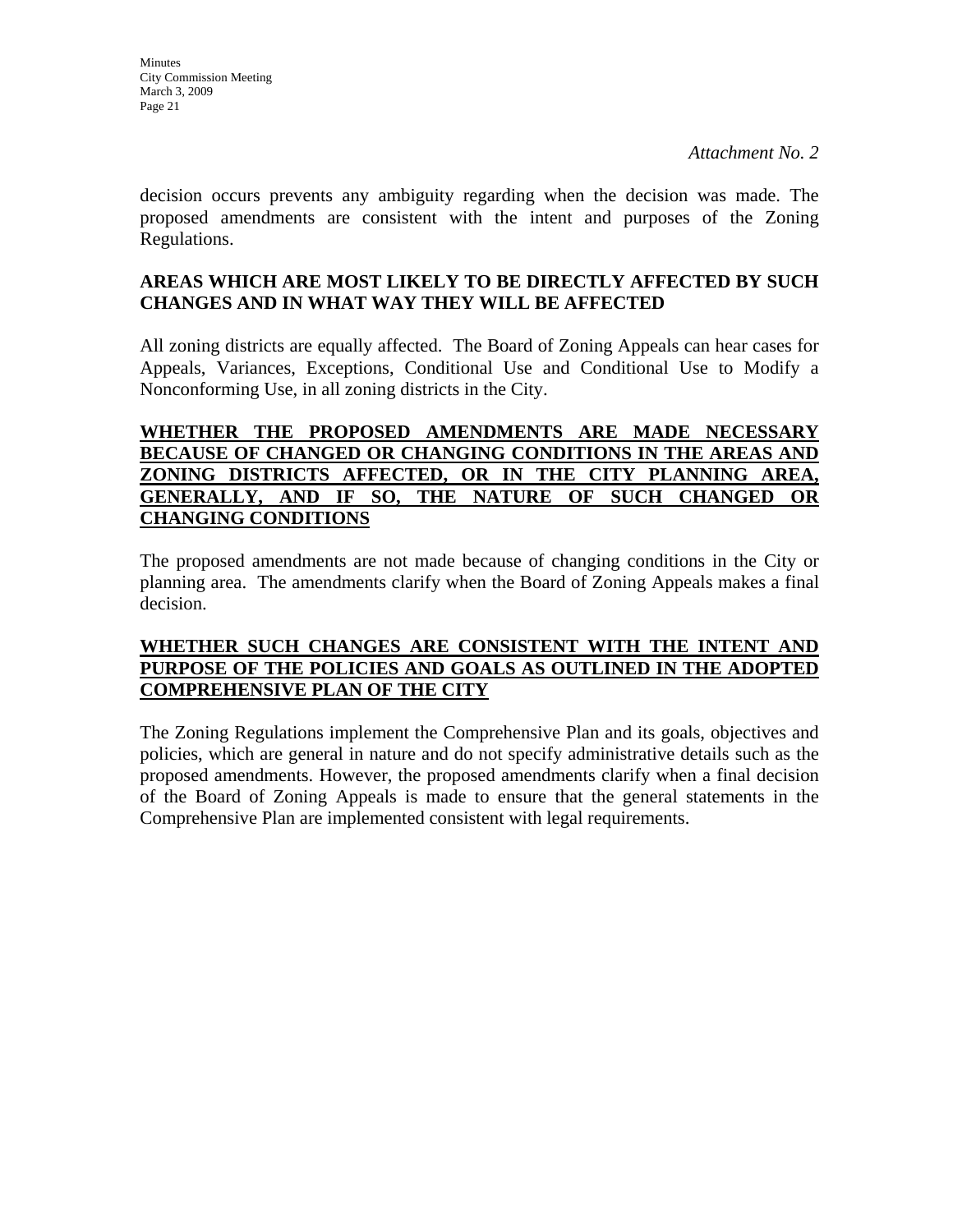*Attachment No. 2*

decision occurs prevents any ambiguity regarding when the decision was made. The proposed amendments are consistent with the intent and purposes of the Zoning Regulations.

**AREAS WHICH ARE MOST LIKELY TO BE DIRECTLY AFFECTED BY SUCH CHANGES AND IN WHAT WAY THEY WILL BE AFFECTED**

All zoning districts are equally affected. The Board of Zoning Appeals can hear cases for Appeals, Variances, Exceptions, Conditional Use and Conditional Use to Modify a Nonconforming Use, in all zoning districts in the City.

**WHETHER THE PROPOSED AMENDMENTS ARE MADE NECESSARY BECAUSE OF CHANGED OR CHANGING CONDITIONS IN THE AREAS AND ZONING DISTRICTS AFFECTED, OR IN THE CITY PLANNING AREA, GENERALLY, AND IF SO, THE NATURE OF SUCH CHANGED OR CHANGING CONDITIONS**

The proposed amendments are not made because of changing conditions in the City or planning area. The amendments clarify when the Board of Zoning Appeals makes a final decision.

**WHETHER SUCH CHANGES ARE CONSISTENT WITH THE INTENT AND PURPOSE OF THE POLICIES AND GOALS AS OUTLINED IN THE ADOPTED COMPREHENSIVE PLAN OF THE CITY**

The Zoning Regulations implement the Comprehensive Plan and its goals, objectives and policies, which are general in nature and do not specify administrative details such as the proposed amendments. However, the proposed amendments clarify when a final decision of the Board of Zoning Appeals is made to ensure that the general statements in the Comprehensive Plan are implemented consistent with legal requirements.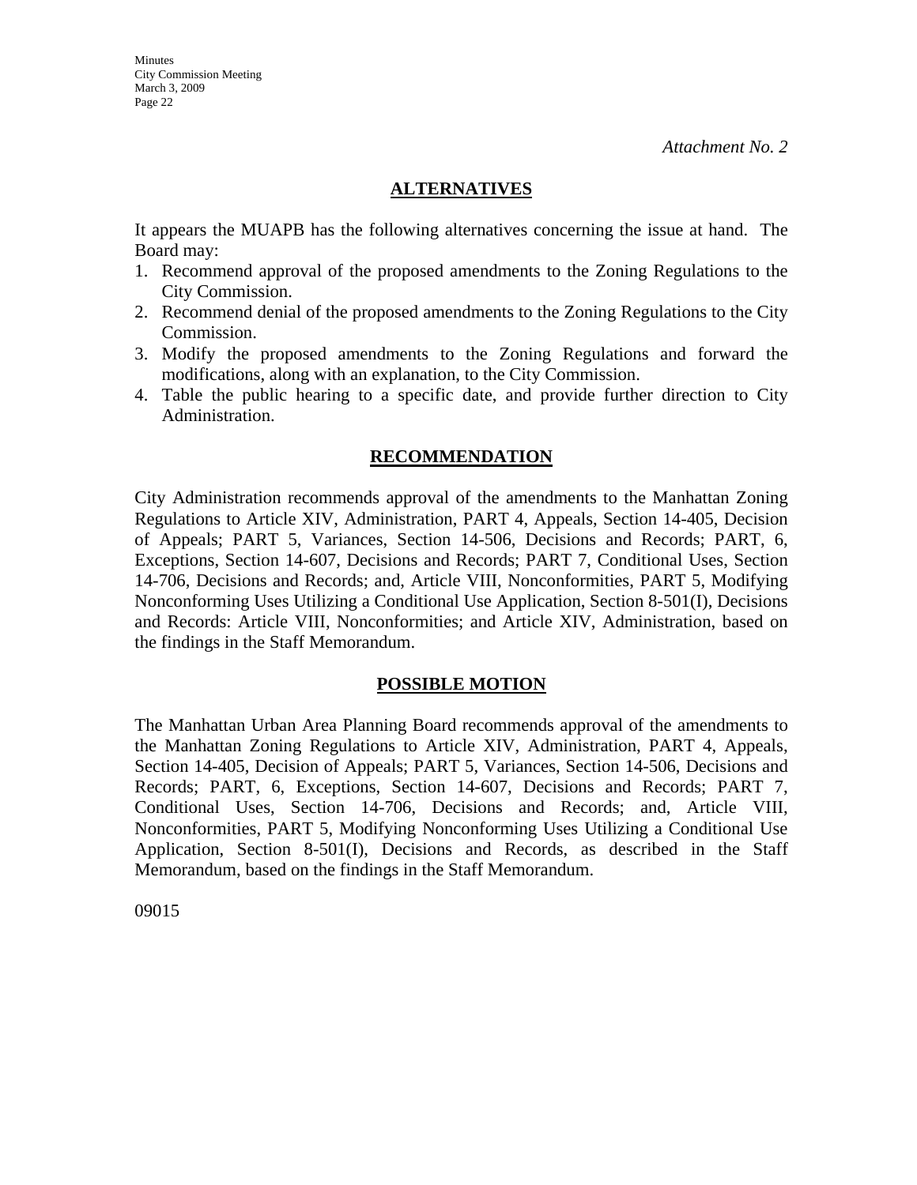*Attachment No. 2*

## ALTERNATIVES

It appears the MUAPB has the following alternatives concerning the issue at hand. The Board may:

1. Recommend approval of the proposed amendments to the Zoning Regulations to the City Commission.
2. Recommend denial of the proposed amendments to the Zoning Regulations to the City Commission.
3. Modify the proposed amendments to the Zoning Regulations and forward the modifications, along with an explanation, to the City Commission.
4. Table the public hearing to a specific date, and provide further direction to City Administration.

## RECOMMENDATION

City Administration recommends approval of the amendments to the Manhattan Zoning Regulations to Article XIV, Administration, PART 4, Appeals, Section 14-405, Decision of Appeals; PART 5, Variances, Section 14-506, Decisions and Records; PART, 6, Exceptions, Section 14-607, Decisions and Records; PART 7, Conditional Uses, Section 14-706, Decisions and Records; and, Article VIII, Nonconformities, PART 5, Modifying Nonconforming Uses Utilizing a Conditional Use Application, Section 8-501(I), Decisions and Records: Article VIII, Nonconformities; and Article XIV, Administration, based on the findings in the Staff Memorandum.

## POSSIBLE MOTION

The Manhattan Urban Area Planning Board recommends approval of the amendments to the Manhattan Zoning Regulations to Article XIV, Administration, PART 4, Appeals, Section 14-405, Decision of Appeals; PART 5, Variances, Section 14-506, Decisions and Records; PART, 6, Exceptions, Section 14-607, Decisions and Records; PART 7, Conditional Uses, Section 14-706, Decisions and Records; and, Article VIII, Nonconformities, PART 5, Modifying Nonconforming Uses Utilizing a Conditional Use Application, Section 8-501(I), Decisions and Records, as described in the Staff Memorandum, based on the findings in the Staff Memorandum.

09015